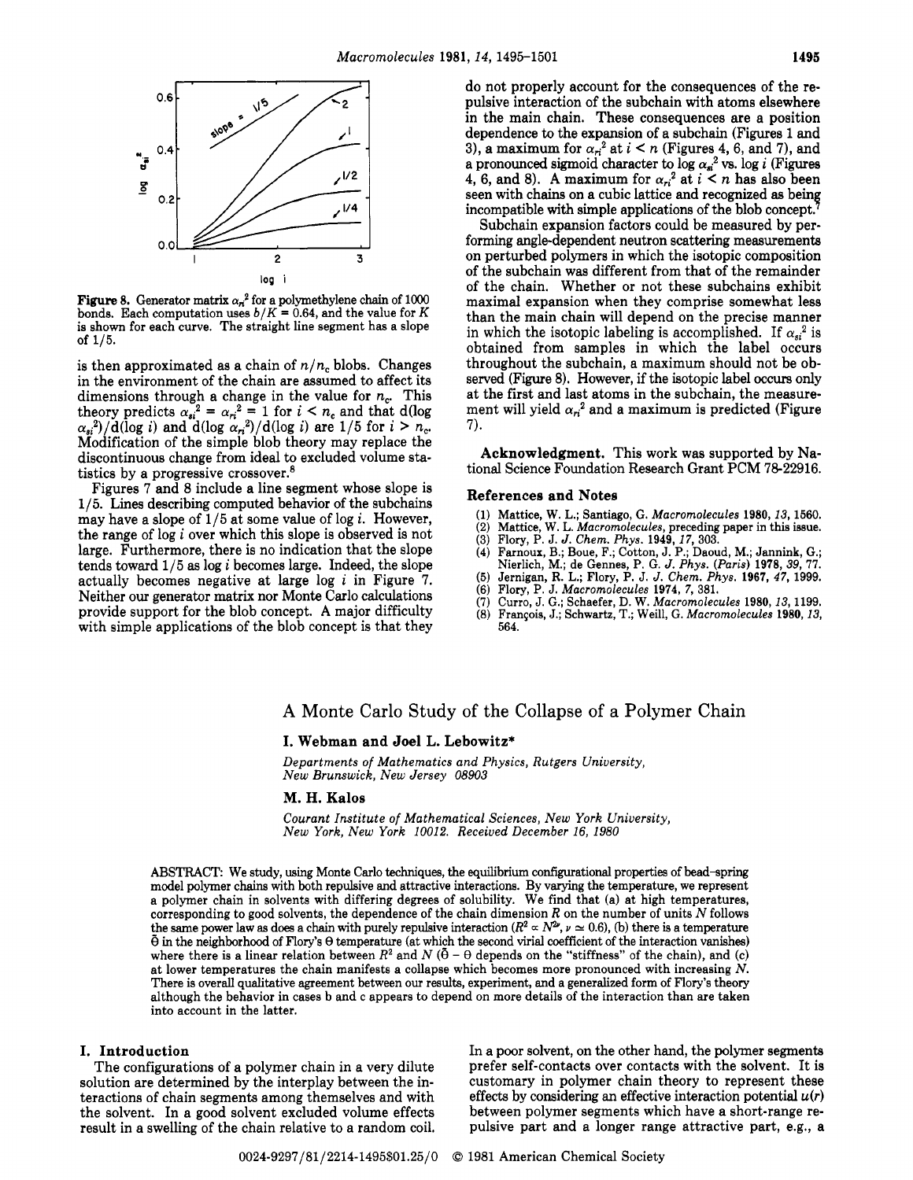Figure 8. Generator matrix $\alpha_{ri}^2$ for a polymethylene chain of 1000 bonds. Each computation uses $b/K = 0.64$, and the value for $K$ is shown for each curve. The straight line segment has a slope of 1/5.

is then approximated as a chain of $n/n_c$ blobs. Changes in the environment of the chain are assumed to affect its dimensions through a change in the value for $n_c$. This theory predicts $\alpha_{si}^2 = \alpha_{ri}^2 = 1$ for $i < n_c$ and that $d(\log \alpha_{si}^2)/d(\log i)$ and $d(\log \alpha_{ri}^2)/d(\log i)$ are 1/5 for $i > n_c$. Modification of the simple blob theory may replace the discontinuous change from ideal to excluded volume statistics by a progressive crossover.[8]

Figures 7 and 8 include a line segment whose slope is 1/5. Lines describing computed behavior of the subchains may have a slope of 1/5 at some value of log $i$. However, the range of log $i$ over which this slope is observed is not large. Furthermore, there is no indication that the slope tends toward 1/5 as log $i$ becomes large. Indeed, the slope actually becomes negative at large log $i$ in Figure 7. Neither our generator matrix nor Monte Carlo calculations provide support for the blob concept. A major difficulty with simple applications of the blob concept is that they do not properly account for the consequences of the repulsive interaction of the subchain with atoms elsewhere in the main chain. These consequences are a position dependence to the expansion of a subchain (Figures 1 and 3), a maximum for $\alpha_{ri}^2$ at $i < n$ (Figures 4, 6, and 7), and a pronounced sigmoid character to log $\alpha_{si}^2$ vs. log $i$ (Figures 4, 6, and 8). A maximum for $\alpha_{ri}^2$ at $i < n$ has also been seen with chains on a cubic lattice and recognized as being incompatible with simple applications of the blob concept.[7]

Subchain expansion factors could be measured by performing angle-dependent neutron scattering measurements on perturbed polymers in which the isotopic composition of the subchain was different from that of the remainder of the chain. Whether or not these subchains exhibit maximal expansion when they comprise somewhat less than the main chain will depend on the precise manner in which the isotopic labeling is accomplished. If $\alpha_{si}^2$ is obtained from samples in which the label occurs throughout the subchain, a maximum should not be observed (Figure 8). However, if the isotopic label occurs only at the first and last atoms in the subchain, the measurement will yield $\alpha_{ri}^2$ and a maximum is predicted (Figure 7).

**Acknowledgment.** This work was supported by National Science Foundation Research Grant PCM 78-22916.

### References and Notes

(1) Mattice, W. L.; Santiago, G. *Macromolecules* **1980**, *13*, 1560.
(2) Mattice, W. L. *Macromolecules*, preceding paper in this issue.
(3) Flory, P. J. *J. Chem. Phys.* **1949**, *17*, 303.
(4) Farnoux, B.; Boue, F.; Cotton, J. P.; Daoud, M.; Jannink, G.; Nierlich, M.; de Gennes, P. G. *J. Phys. (Paris)* **1978**, *39*, 77.
(5) Jernigan, R. L.; Flory, P. J. *J. Chem. Phys.* **1967**, *47*, 1999.
(6) Flory, P. J. *Macromolecules* **1974**, *7*, 381.
(7) Curro, J. G.; Schaefer, D. W. *Macromolecules* **1980**, *13*, 1199.
(8) François, J.; Schwartz, T.; Weill, G. *Macromolecules* **1980**, *13*, 564.

# A Monte Carlo Study of the Collapse of a Polymer Chain

**I. Webman and Joel L. Lebowitz***

*Departments of Mathematics and Physics, Rutgers University, New Brunswick, New Jersey 08903*

**M. H. Kalos**

*Courant Institute of Mathematical Sciences, New York University, New York, New York 10012. Received December 16, 1980*

ABSTRACT: We study, using Monte Carlo techniques, the equilibrium configurational properties of bead–spring model polymer chains with both repulsive and attractive interactions. By varying the temperature, we represent a polymer chain in solvents with differing degrees of solubility. We find that (a) at high temperatures, corresponding to good solvents, the dependence of the chain dimension $R$ on the number of units $N$ follows the same power law as does a chain with purely repulsive interaction ($R^2 \propto N^{2\nu}$, $\nu \simeq 0.6$), (b) there is a temperature $\tilde{\Theta}$ in the neighborhood of Flory's Θ temperature (at which the second virial coefficient of the interaction vanishes) where there is a linear relation between $R^2$ and $N$ ($\tilde{\Theta} - \Theta$ depends on the "stiffness" of the chain), and (c) at lower temperatures the chain manifests a collapse which becomes more pronounced with increasing $N$. There is overall qualitative agreement between our results, experiment, and a generalized form of Flory's theory although the behavior in cases b and c appears to depend on more details of the interaction than are taken into account in the latter.

## I. Introduction

The configurations of a polymer chain in a very dilute solution are determined by the interplay between the interactions of chain segments among themselves and with the solvent. In a good solvent excluded volume effects result in a swelling of the chain relative to a random coil. In a poor solvent, on the other hand, the polymer segments prefer self-contacts over contacts with the solvent. It is customary in polymer chain theory to represent these effects by considering an effective interaction potential $u(r)$ between polymer segments which have a short-range repulsive part and a longer range attractive part, e.g., a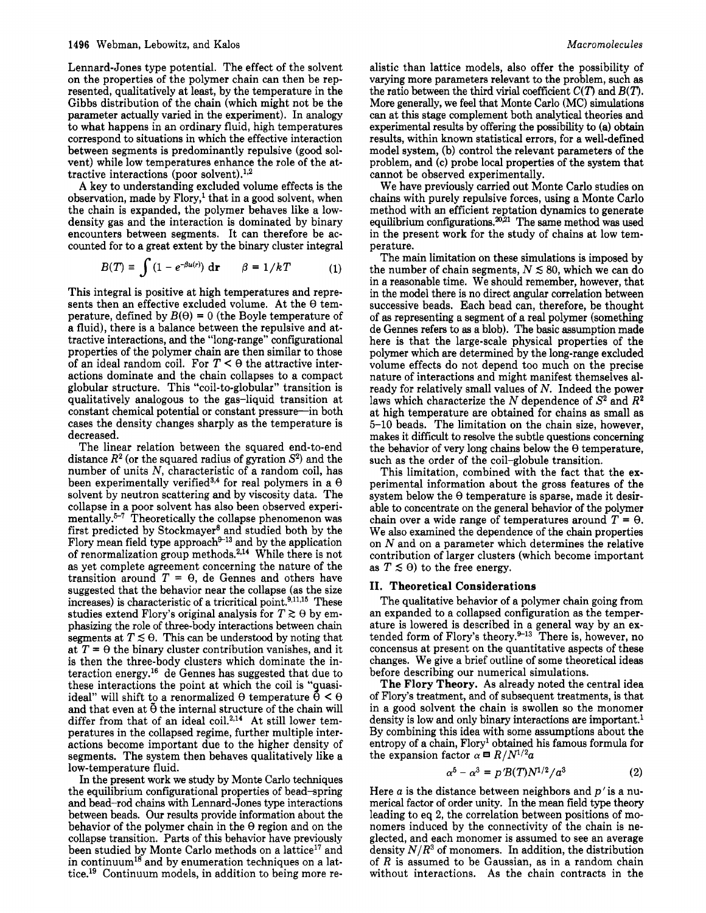Lennard-Jones type potential. The effect of the solvent on the properties of the polymer chain can then be represented, qualitatively at least, by the temperature in the Gibbs distribution of the chain (which might not be the parameter actually varied in the experiment). In analogy to what happens in an ordinary fluid, high temperatures correspond to situations in which the effective interaction between segments is predominantly repulsive (good solvent) while low temperatures enhance the role of the attractive interactions (poor solvent).[1,2]

A key to understanding excluded volume effects is the observation, made by Flory,[1] that in a good solvent, when the chain is expanded, the polymer behaves like a low-density gas and the interaction is dominated by binary encounters between segments. It can therefore be accounted for to a great extent by the binary cluster integral

$$B(T) \equiv \int (1 - e^{-\beta u(r)})\, \mathrm{d}\mathbf{r} \qquad \beta = 1/kT \tag{1}$$

This integral is positive at high temperatures and represents then an effective excluded volume. At the $\Theta$ temperature, defined by $B(\Theta) = 0$ (the Boyle temperature of a fluid), there is a balance between the repulsive and attractive interactions, and the "long-range" configurational properties of the polymer chain are then similar to those of an ideal random coil. For $T < \Theta$ the attractive interactions dominate and the chain collapses to a compact globular structure. This "coil-to-globular" transition is qualitatively analogous to the gas–liquid transition at constant chemical potential or constant pressure—in both cases the density changes sharply as the temperature is decreased.

The linear relation between the squared end-to-end distance $R^2$ (or the squared radius of gyration $S^2$) and the number of units $N$, characteristic of a random coil, has been experimentally verified[3,4] for real polymers in a $\Theta$ solvent by neutron scattering and by viscosity data. The collapse in a poor solvent has also been observed experimentally.[5-7] Theoretically the collapse phenomenon was first predicted by Stockmayer[8] and studied both by the Flory mean field type approach[9-13] and by the application of renormalization group methods.[2,14] While there is not as yet complete agreement concerning the nature of the transition around $T = \Theta$, de Gennes and others have suggested that the behavior near the collapse (as the size increases) is characteristic of a tricritical point.[9,11,15] These studies extend Flory's original analysis for $T \gtrsim \Theta$ by emphasizing the role of three-body interactions between chain segments at $T \lesssim \Theta$. This can be understood by noting that at $T = \Theta$ the binary cluster contribution vanishes, and it is then the three-body clusters which dominate the interaction energy.[16] de Gennes has suggested that due to these interactions the point at which the coil is "quasi-ideal" will shift to a renormalized $\Theta$ temperature $\tilde{\Theta} < \Theta$ and that even at $\tilde{\Theta}$ the internal structure of the chain will differ from that of an ideal coil.[2,14] At still lower temperatures in the collapsed regime, further multiple interactions become important due to the higher density of segments. The system then behaves qualitatively like a low-temperature fluid.

In the present work we study by Monte Carlo techniques the equilibrium configurational properties of bead–spring and bead–rod chains with Lennard-Jones type interactions between beads. Our results provide information about the behavior of the polymer chain in the $\Theta$ region and on the collapse transition. Parts of this behavior have previously been studied by Monte Carlo methods on a lattice[17] and in continuum[18] and by enumeration techniques on a lattice.[19] Continuum models, in addition to being more realistic than lattice models, also offer the possibility of varying more parameters relevant to the problem, such as the ratio between the third virial coefficient $C(T)$ and $B(T)$. More generally, we feel that Monte Carlo (MC) simulations can at this stage complement both analytical theories and experimental results by offering the possibility to (a) obtain results, within known statistical errors, for a well-defined model system, (b) control the relevant parameters of the problem, and (c) probe local properties of the system that cannot be observed experimentally.

We have previously carried out Monte Carlo studies on chains with purely repulsive forces, using a Monte Carlo method with an efficient reptation dynamics to generate equilibrium configurations.[20,21] The same method was used in the present work for the study of chains at low temperature.

The main limitation on these simulations is imposed by the number of chain segments, $N \lesssim 80$, which we can do in a reasonable time. We should remember, however, that in the model there is no direct angular correlation between successive beads. Each bead can, therefore, be thought of as representing a segment of a real polymer (something de Gennes refers to as a blob). The basic assumption made here is that the large-scale physical properties of the polymer which are determined by the long-range excluded volume effects do not depend too much on the precise nature of interactions and might manifest themselves already for relatively small values of $N$. Indeed the power laws which characterize the $N$ dependence of $S^2$ and $R^2$ at high temperature are obtained for chains as small as 5–10 beads. The limitation on the chain size, however, makes it difficult to resolve the subtle questions concerning the behavior of very long chains below the $\Theta$ temperature, such as the order of the coil–globule transition.

This limitation, combined with the fact that the experimental information about the gross features of the system below the $\Theta$ temperature is sparse, made it desirable to concentrate on the general behavior of the polymer chain over a wide range of temperatures around $T = \Theta$. We also examined the dependence of the chain properties on $N$ and on a parameter which determines the relative contribution of larger clusters (which become important as $T \lesssim \Theta$) to the free energy.

## II. Theoretical Considerations

The qualitative behavior of a polymer chain going from an expanded to a collapsed configuration as the temperature is lowered is described in a general way by an extended form of Flory's theory.[9-13] There is, however, no concensus at present on the quantitative aspects of these changes. We give a brief outline of some theoretical ideas before describing our numerical simulations.

**The Flory Theory.** As already noted the central idea of Flory's treatment, and of subsequent treatments, is that in a good solvent the chain is swollen so the monomer density is low and only binary interactions are important.[1] By combining this idea with some assumptions about the entropy of a chain, Flory[1] obtained his famous formula for the expansion factor $\alpha \equiv R/N^{1/2}a$

$$\alpha^5 - \alpha^3 = p'B(T)N^{1/2}/a^3 \tag{2}$$

Here $a$ is the distance between neighbors and $p'$ is a numerical factor of order unity. In the mean field type theory leading to eq 2, the correlation between positions of monomers induced by the connectivity of the chain is neglected, and each monomer is assumed to see an average density $N/R^3$ of monomers. In addition, the distribution of $R$ is assumed to be Gaussian, as in a random chain without interactions. As the chain contracts in the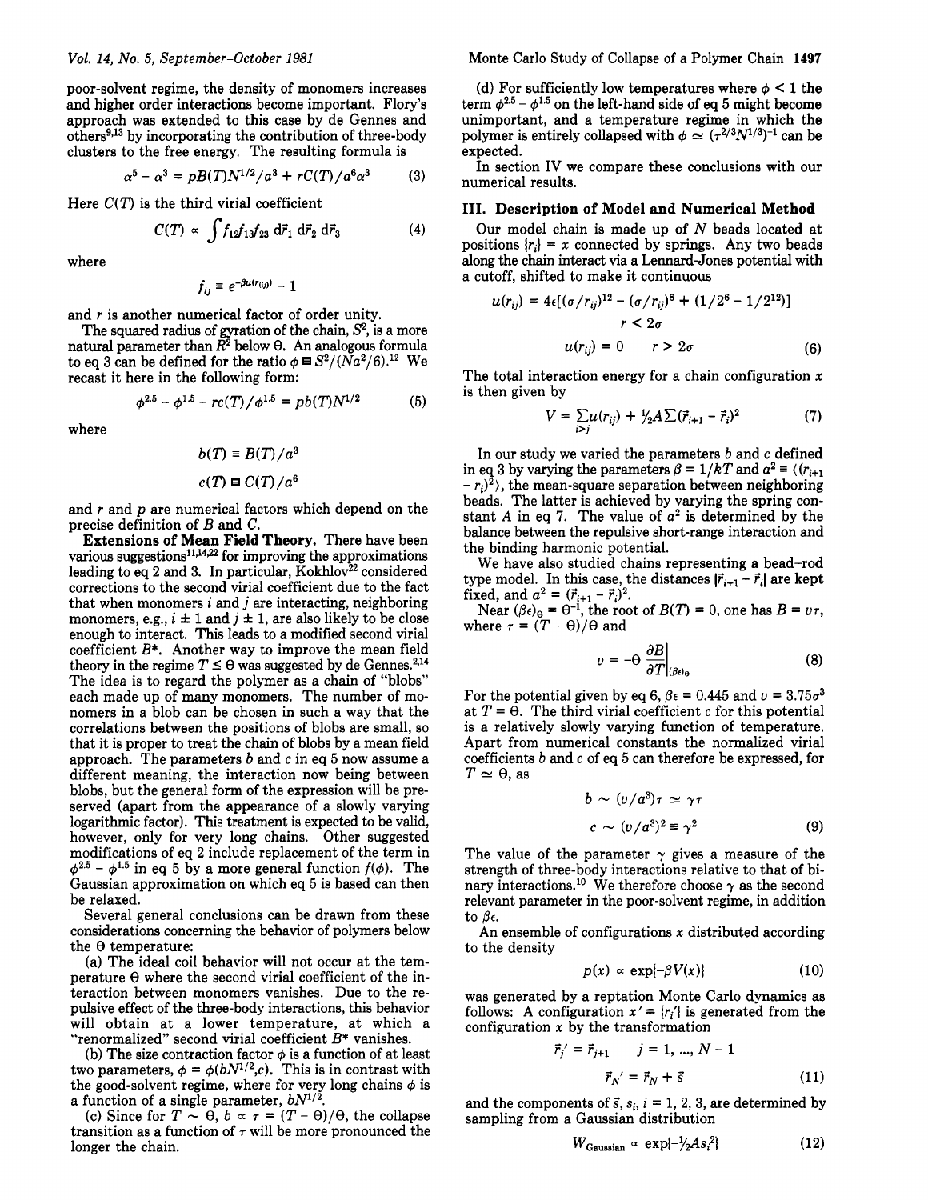poor-solvent regime, the density of monomers increases and higher order interactions become important. Flory's approach was extended to this case by de Gennes and others[9,13] by incorporating the contribution of three-body clusters to the free energy. The resulting formula is

$$\alpha^5 - \alpha^3 = pB(T)N^{1/2}/a^3 + rC(T)/a^6\alpha^3 \tag{3}$$

Here $C(T)$ is the third virial coefficient

$$C(T) \propto \int f_{12}f_{13}f_{23}\, d\vec{r}_1\, d\vec{r}_2\, d\vec{r}_3 \tag{4}$$

where

$$f_{ij} \equiv e^{-\beta u(r_{ij})} - 1$$

and $r$ is another numerical factor of order unity.

The squared radius of gyration of the chain, $S^2$, is a more natural parameter than $\bar{R}^2$ below Θ. An analogous formula to eq 3 can be defined for the ratio $\phi \equiv S^2/(Na^2/6)$.[12] We recast it here in the following form:

$$\phi^{2.5} - \phi^{1.5} - rc(T)/\phi^{1.5} = pb(T)N^{1/2} \tag{5}$$

where

$$b(T) \equiv B(T)/a^3$$

$$c(T) \equiv C(T)/a^6$$

and $r$ and $p$ are numerical factors which depend on the precise definition of $B$ and $C$.

**Extensions of Mean Field Theory.** There have been various suggestions[11,14,22] for improving the approximations leading to eq 2 and 3. In particular, Kokhlov[22] considered corrections to the second virial coefficient due to the fact that when monomers $i$ and $j$ are interacting, neighboring monomers, e.g., $i \pm 1$ and $j \pm 1$, are also likely to be close enough to interact. This leads to a modified second virial coefficient $B^*$. Another way to improve the mean field theory in the regime $T \lesssim \Theta$ was suggested by de Gennes.[2,14] The idea is to regard the polymer as a chain of "blobs" each made up of many monomers. The number of monomers in a blob can be chosen in such a way that the correlations between the positions of blobs are small, so that it is proper to treat the chain of blobs by a mean field approach. The parameters $b$ and $c$ in eq 5 now assume a different meaning, the interaction now being between blobs, but the general form of the expression will be preserved (apart from the appearance of a slowly varying logarithmic factor). This treatment is expected to be valid, however, only for very long chains. Other suggested modifications of eq 2 include replacement of the term in $\phi^{2.5} - \phi^{1.5}$ in eq 5 by a more general function $f(\phi)$. The Gaussian approximation on which eq 5 is based can then be relaxed.

Several general conclusions can be drawn from these considerations concerning the behavior of polymers below the Θ temperature:

(a) The ideal coil behavior will not occur at the temperature Θ where the second virial coefficient of the interaction between monomers vanishes. Due to the repulsive effect of the three-body interactions, this behavior will obtain at a lower temperature, at which a "renormalized" second virial coefficient $B^*$ vanishes.

(b) The size contraction factor $\phi$ is a function of at least two parameters, $\phi = \phi(bN^{1/2},c)$. This is in contrast with the good-solvent regime, where for very long chains $\phi$ is a function of a single parameter, $bN^{1/2}$.

(c) Since for $T \sim \Theta$, $b \propto \tau = (T - \Theta)/\Theta$, the collapse transition as a function of $\tau$ will be more pronounced the longer the chain.

(d) For sufficiently low temperatures where $\phi < 1$ the term $\phi^{2.5} - \phi^{1.5}$ on the left-hand side of eq 5 might become unimportant, and a temperature regime in which the polymer is entirely collapsed with $\phi \simeq (\tau^{2/3}N^{1/3})^{-1}$ can be expected.

In section IV we compare these conclusions with our numerical results.

## III. Description of Model and Numerical Method

Our model chain is made up of $N$ beads located at positions $\{r_i\} = x$ connected by springs. Any two beads along the chain interact via a Lennard-Jones potential with a cutoff, shifted to make it continuous

$$u(r_{ij}) = 4\epsilon[(\sigma/r_{ij})^{12} - (\sigma/r_{ij})^6 + (1/2^6 - 1/2^{12})] \quad r < 2\sigma$$

$$u(r_{ij}) = 0 \quad r > 2\sigma \tag{6}$$

The total interaction energy for a chain configuration $x$ is then given by

$$V = \sum_{i>j} u(r_{ij}) + \tfrac{1}{2}A\sum(\vec{r}_{i+1} - \vec{r}_i)^2 \tag{7}$$

In our study we varied the parameters $b$ and $c$ defined in eq 3 by varying the parameters $\beta = 1/kT$ and $a^2 \equiv \langle(r_{i+1} - r_i)^2\rangle$, the mean-square separation between neighboring beads. The latter is achieved by varying the spring constant $A$ in eq 7. The value of $a^2$ is determined by the balance between the repulsive short-range interaction and the binding harmonic potential.

We have also studied chains representing a bead-rod type model. In this case, the distances $|\vec{r}_{i+1} - \vec{r}_i|$ are kept fixed, and $a^2 = (\vec{r}_{i+1} - \vec{r}_i)^2$.

Near $(\beta\epsilon)_\Theta = \Theta^{-1}$, the root of $B(T) = 0$, one has $B = v\tau$, where $\tau = (T - \Theta)/\Theta$ and

$$v = -\Theta \left.\frac{\partial B}{\partial T}\right|_{(\beta\epsilon)_\Theta} \tag{8}$$

For the potential given by eq 6, $\beta\epsilon = 0.445$ and $v = 3.75\sigma^3$ at $T = \Theta$. The third virial coefficient $c$ for this potential is a relatively slowly varying function of temperature. Apart from numerical constants the normalized virial coefficients $b$ and $c$ of eq 5 can therefore be expressed, for $T \simeq \Theta$, as

$$b \sim (v/a^3)\tau \simeq \gamma\tau$$

$$c \sim (v/a^3)^2 \equiv \gamma^2 \tag{9}$$

The value of the parameter $\gamma$ gives a measure of the strength of three-body interactions relative to that of binary interactions.[10] We therefore choose $\gamma$ as the second relevant parameter in the poor-solvent regime, in addition to $\beta\epsilon$.

An ensemble of configurations $x$ distributed according to the density

$$p(x) \propto \exp\{-\beta V(x)\} \tag{10}$$

was generated by a reptation Monte Carlo dynamics as follows: A configuration $x' = \{r_i'\}$ is generated from the configuration $x$ by the transformation

$$\vec{r}_j' = \vec{r}_{j+1} \quad j = 1, ..., N-1$$

$$\vec{r}_N' = \vec{r}_N + \vec{s} \tag{11}$$

and the components of $\vec{s}$, $s_i$, $i = 1, 2, 3$, are determined by sampling from a Gaussian distribution

$$W_{\text{Gaussian}} \propto \exp\{-\tfrac{1}{2}As_i^2\} \tag{12}$$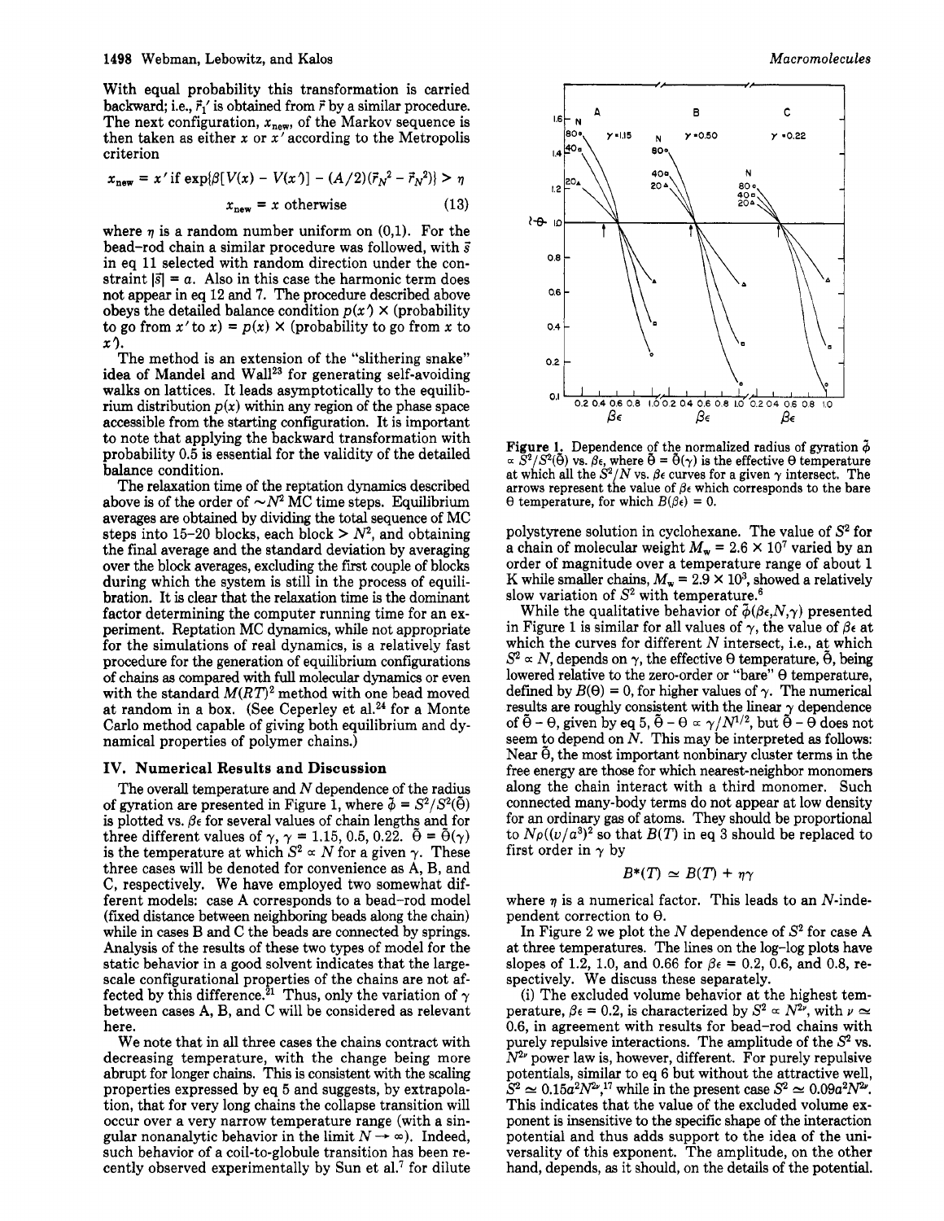With equal probability this transformation is carried backward; i.e., $\vec{r}_1'$ is obtained from $\vec{r}$ by a similar procedure. The next configuration, $x_{new}$, of the Markov sequence is then taken as either $x$ or $x'$ according to the Metropolis criterion

$$x_{new} = x' \text{ if } \exp\{\beta[V(x) - V(x')] - (A/2)(\vec{r}_N{}^2 - \vec{r}_N{}'^2)\} > \eta$$

$$x_{new} = x \text{ otherwise} \qquad (13)$$

where $\eta$ is a random number uniform on (0,1). For the bead–rod chain a similar procedure was followed, with $\vec{s}$ in eq 11 selected with random direction under the constraint $|\vec{s}| = a$. Also in this case the harmonic term does not appear in eq 12 and 7. The procedure described above obeys the detailed balance condition $p(x') \times$ (probability to go from $x'$ to $x$) = $p(x) \times$ (probability to go from $x$ to $x'$).

The method is an extension of the "slithering snake" idea of Mandel and Wall[23] for generating self-avoiding walks on lattices. It leads asymptotically to the equilibrium distribution $p(x)$ within any region of the phase space accessible from the starting configuration. It is important to note that applying the backward transformation with probability 0.5 is essential for the validity of the detailed balance condition.

The relaxation time of the reptation dynamics described above is of the order of $\sim N^2$ MC time steps. Equilibrium averages are obtained by dividing the total sequence of MC steps into 15–20 blocks, each block $> N^2$, and obtaining the final average and the standard deviation by averaging over the block averages, excluding the first couple of blocks during which the system is still in the process of equilibration. It is clear that the relaxation time is the dominant factor determining the computer running time for an experiment. Reptation MC dynamics, while not appropriate for the simulations of real dynamics, is a relatively fast procedure for the generation of equilibrium configurations of chains as compared with full molecular dynamics or even with the standard $M(RT)^2$ method with one bead moved at random in a box. (See Ceperley et al.[24] for a Monte Carlo method capable of giving both equilibrium and dynamical properties of polymer chains.)

## IV. Numerical Results and Discussion

The overall temperature and $N$ dependence of the radius of gyration are presented in Figure 1, where $\tilde{\phi} = S^2/S^2(\tilde{\Theta})$ is plotted vs. $\beta\epsilon$ for several values of chain lengths and for three different values of $\gamma$, $\gamma = 1.15, 0.5, 0.22$. $\tilde{\Theta} = \tilde{\Theta}(\gamma)$ is the temperature at which $S^2 \propto N$ for a given $\gamma$. These three cases will be denoted for convenience as A, B, and C, respectively. We have employed two somewhat different models: case A corresponds to a bead–rod model (fixed distance between neighboring beads along the chain) while in cases B and C the beads are connected by springs. Analysis of the results of these two types of model for the static behavior in a good solvent indicates that the large-scale configurational properties of the chains are not affected by this difference.[21] Thus, only the variation of $\gamma$ between cases A, B, and C will be considered as relevant here.

We note that in all three cases the chains contract with decreasing temperature, with the change being more abrupt for longer chains. This is consistent with the scaling properties expressed by eq 5 and suggests, by extrapolation, that for very long chains the collapse transition will occur over a very narrow temperature range (with a singular nonanalytic behavior in the limit $N \to \infty$). Indeed, such behavior of a coil-to-globule transition has been recently observed experimentally by Sun et al.[7] for dilute

**Figure 1.** Dependence of the normalized radius of gyration $\tilde{\phi} \propto S^2/S^2(\tilde{\Theta})$ vs. $\beta\epsilon$, where $\tilde{\Theta} = \tilde{\Theta}(\gamma)$ is the effective $\Theta$ temperature at which all the $S^2/N$ vs. $\beta\epsilon$ curves for a given $\gamma$ intersect. The arrows represent the value of $\beta\epsilon$ which corresponds to the bare $\Theta$ temperature, for which $B(\beta\epsilon) = 0$.

polystyrene solution in cyclohexane. The value of $S^2$ for a chain of molecular weight $M_w = 2.6 \times 10^7$ varied by an order of magnitude over a temperature range of about 1 K while smaller chains, $M_w = 2.9 \times 10^3$, showed a relatively slow variation of $S^2$ with temperature.[6]

While the qualitative behavior of $\tilde{\phi}(\beta\epsilon,N,\gamma)$ presented in Figure 1 is similar for all values of $\gamma$, the value of $\beta\epsilon$ at which the curves for different $N$ intersect, i.e., at which $S^2 \propto N$, depends on $\gamma$, the effective $\Theta$ temperature, $\tilde{\Theta}$, being lowered relative to the zero-order or "bare" $\Theta$ temperature, defined by $B(\Theta) = 0$, for higher values of $\gamma$. The numerical results are roughly consistent with the linear $\gamma$ dependence of $\tilde{\Theta} - \Theta$, given by eq 5, $\tilde{\Theta} - \Theta \propto \gamma/N^{1/2}$, but $\tilde{\Theta} - \Theta$ does not seem to depend on $N$. This may be interpreted as follows: Near $\tilde{\Theta}$, the most important nonbinary cluster terms in the free energy are those for which nearest-neighbor monomers along the chain interact with a third monomer. Such connected many-body terms do not appear at low density for an ordinary gas of atoms. They should be proportional to $N\rho((v/a^3)^2$ so that $B(T)$ in eq 3 should be replaced to first order in $\gamma$ by

$$B^*(T) \simeq B(T) + \eta\gamma$$

where $\eta$ is a numerical factor. This leads to an $N$-independent correction to $\Theta$.

In Figure 2 we plot the $N$ dependence of $S^2$ for case A at three temperatures. The lines on the log–log plots have slopes of 1.2, 1.0, and 0.66 for $\beta\epsilon = 0.2$, 0.6, and 0.8, respectively. We discuss these separately.

(i) The excluded volume behavior at the highest temperature, $\beta\epsilon = 0.2$, is characterized by $S^2 \propto N^{2\nu}$, with $\nu \simeq 0.6$, in agreement with results for bead–rod chains with purely repulsive interactions. The amplitude of the $S^2$ vs. $N^{2\nu}$ power law is, however, different. For purely repulsive potentials, similar to eq 6 but without the attractive well, $S^2 \simeq 0.15a^2N^{2\nu}$,[17] while in the present case $S^2 \simeq 0.09a^2N^{2\nu}$. This indicates that the value of the excluded volume exponent is insensitive to the specific shape of the interaction potential and thus adds support to the idea of the universality of this exponent. The amplitude, on the other hand, depends, as it should, on the details of the potential.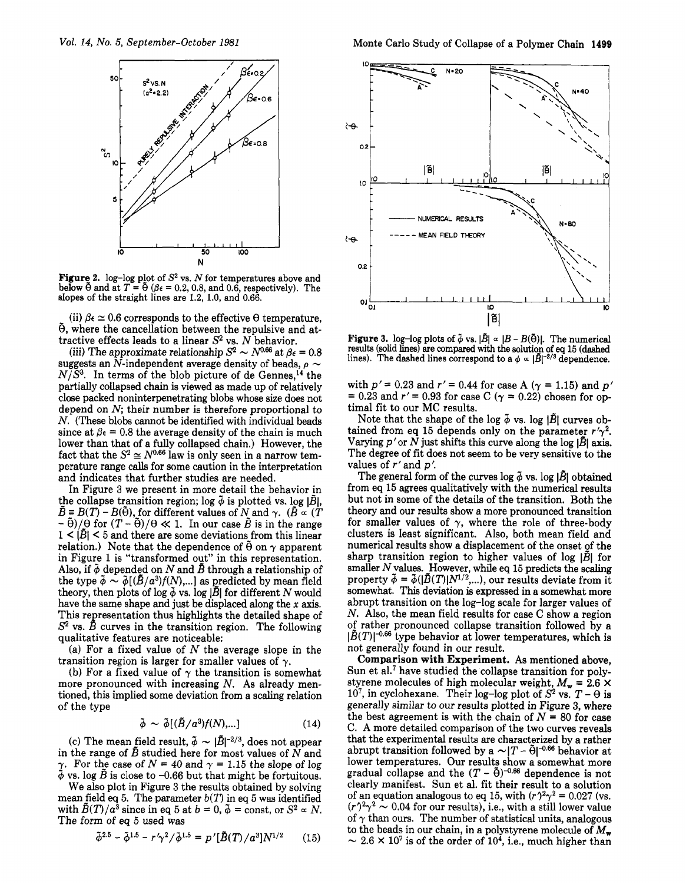Figure 2. log–log plot of $S^2$ vs. $N$ for temperatures above and below $\tilde{\Theta}$ and at $T = \tilde{\Theta}$ ($\beta\epsilon$ = 0.2, 0.8, and 0.6, respectively). The slopes of the straight lines are 1.2, 1.0, and 0.66.

(ii) $\beta\epsilon \simeq 0.6$ corresponds to the effective $\Theta$ temperature, $\tilde{\Theta}$, where the cancellation between the repulsive and attractive effects leads to a linear $S^2$ vs. $N$ behavior.

(iii) The approximate relationship $S^2 \sim N^{0.66}$ at $\beta\epsilon = 0.8$ suggests an $N$-independent average density of beads, $\rho \sim N/S^3$. In terms of the blob picture of de Gennes,[14] the partially collapsed chain is viewed as made up of relatively close packed noninterpenetrating blobs whose size does not depend on $N$; their number is therefore proportional to $N$. (These blobs cannot be identified with individual beads since at $\beta\epsilon = 0.8$ the average density of the chain is much lower than that of a fully collapsed chain.) However, the fact that the $S^2 \simeq N^{0.66}$ law is only seen in a narrow temperature range calls for some caution in the interpretation and indicates that further studies are needed.

In Figure 3 we present in more detail the behavior in the collapse transition region; log $\tilde{\phi}$ is plotted vs. log $|\tilde{B}|$, $\tilde{B} \equiv B(T) - B(\tilde{\Theta})$, for different values of $N$ and $\gamma$. ($\tilde{B} \propto (T - \tilde{\Theta})/\Theta$ for $(T - \tilde{\Theta})/\Theta \ll 1$. In our case $\tilde{B}$ is in the range $1 < |\tilde{B}| < 5$ and there are some deviations from this linear relation.) Note that the dependence of $\tilde{\Theta}$ on $\gamma$ apparent in Figure 1 is "transformed out" in this representation. Also, if $\tilde{\phi}$ depended on $N$ and $\tilde{B}$ through a relationship of the type $\tilde{\phi} \sim \tilde{\phi}[(\tilde{B}/a^3)f(N),...]$ as predicted by mean field theory, then plots of log $\tilde{\phi}$ vs. log $|\tilde{B}|$ for different $N$ would have the same shape and just be displaced along the $x$ axis. This representation thus highlights the detailed shape of $S^2$ vs. $\tilde{B}$ curves in the transition region. The following qualitative features are noticeable:

(a) For a fixed value of $N$ the average slope in the transition region is larger for smaller values of $\gamma$.

(b) For a fixed value of $\gamma$ the transition is somewhat more pronounced with increasing $N$. As already mentioned, this implied some deviation from a scaling relation of the type

$$\tilde{\phi} \sim \tilde{\phi}[(\tilde{B}/a^3)f(N),...] \tag{14}$$

(c) The mean field result, $\tilde{\phi} \sim |\tilde{B}|^{-2/3}$, does not appear in the range of $\tilde{B}$ studied here for most values of $N$ and $\gamma$. For the case of $N = 40$ and $\gamma = 1.15$ the slope of log $\tilde{\phi}$ vs. log $\tilde{B}$ is close to $-0.66$ but that might be fortuitous.

We also plot in Figure 3 the results obtained by solving mean field eq 5. The parameter $b(T)$ in eq 5 was identified with $\tilde{B}(T)/a^3$ since in eq 5 at $b = 0$, $\tilde{\phi}$ = const, or $S^2 \propto N$. The form of eq 5 used was

$$\tilde{\phi}^{2.5} - \tilde{\phi}^{1.5} - r'\gamma^2/\tilde{\phi}^{1.5} = p'[\tilde{B}(T)/a^3]N^{1/2} \tag{15}$$

Figure 3. log–log plots of $\tilde{\phi}$ vs. $|\tilde{B}| \propto |B - B(\tilde{\Theta})|$. The numerical results (solid lines) are compared with the solution of eq 15 (dashed lines). The dashed lines correspond to a $\phi \propto |\tilde{B}|^{-2/3}$ dependence.

with $p' = 0.23$ and $r' = 0.44$ for case A ($\gamma = 1.15$) and $p' = 0.23$ and $r' = 0.93$ for case C ($\gamma = 0.22$) chosen for optimal fit to our MC results.

Note that the shape of the log $\tilde{\phi}$ vs. log $|\tilde{B}|$ curves obtained from eq 15 depends only on the parameter $r'\gamma^2$. Varying $p'$ or $N$ just shifts this curve along the log $|\tilde{B}|$ axis. The degree of fit does not seem to be very sensitive to the values of $r'$ and $p'$.

The general form of the curves log $\tilde{\phi}$ vs. log $|\tilde{B}|$ obtained from eq 15 agrees qualitatively with the numerical results but not in some of the details of the transition. Both the theory and our results show a more pronounced transition for smaller values of $\gamma$, where the role of three-body clusters is least significant. Also, both mean field and numerical results show a displacement of the onset of the sharp transition region to higher values of log $|\tilde{B}|$ for smaller $N$ values. However, while eq 15 predicts the scaling property $\tilde{\phi} = \tilde{\phi}(|\tilde{B}(T)|N^{1/2},...)$, our results deviate from it somewhat. This deviation is expressed in a somewhat more abrupt transition on the log–log scale for larger values of $N$. Also, the mean field results for case C show a region of rather pronounced collapse transition followed by a $|\tilde{B}(T)|^{-0.66}$ type behavior at lower temperatures, which is not generally found in our result.

**Comparison with Experiment.** As mentioned above, Sun et al.[7] have studied the collapse transition for polystyrene molecules of high molecular weight, $M_w = 2.6 \times 10^7$, in cyclohexane. Their log–log plot of $S^2$ vs. $T - \Theta$ is generally similar to our results plotted in Figure 3, where the best agreement is with the chain of $N = 80$ for case C. A more detailed comparison of the two curves reveals that the experimental results are characterized by a rather abrupt transition followed by a $\sim|T - \tilde{\Theta}|^{-0.66}$ behavior at lower temperatures. Our results show a somewhat more gradual collapse and the $(T - \tilde{\Theta})^{-0.66}$ dependence is not clearly manifest. Sun et al. fit their result to a solution of an equation analogous to eq 15, with $(r')^2\gamma^2 = 0.027$ (vs. $(r')^2\gamma^2 \sim 0.04$ for our results), i.e., with a still lower value of $\gamma$ than ours. The number of statistical units, analogous to the beads in our chain, in a polystyrene molecule of $M_w \sim 2.6 \times 10^7$ is of the order of $10^4$, i.e., much higher than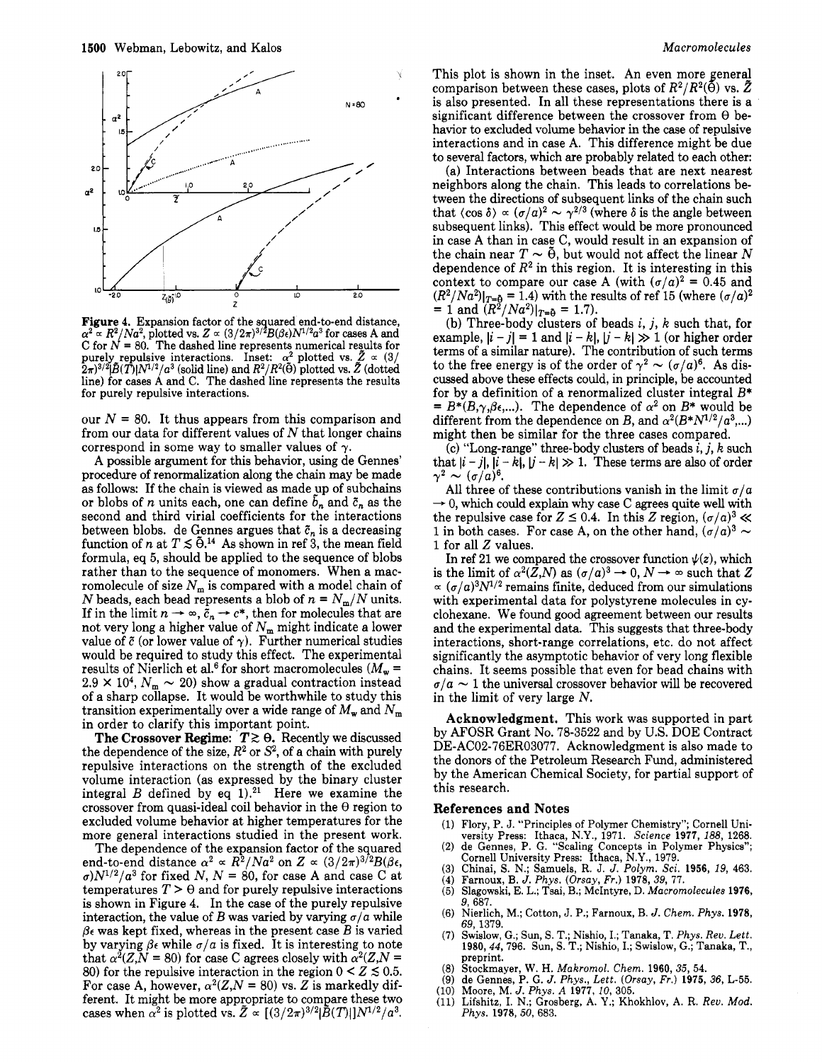Figure 4. Expansion factor of the squared end-to-end distance, $\alpha^2 \propto R^2/Na^2$, plotted vs. $Z \propto (3/2\pi)^{3/2}B(\beta\epsilon)N^{1/2}a^3$ for cases A and C for $N = 80$. The dashed line represents numerical results for purely repulsive interactions. Inset: $\alpha^2$ plotted vs. $\tilde{Z} \propto (3/2\pi)^{3/2}\tilde{B}(T)|N^{1/2}/a^3$ (solid line) and $R^2/R^2(\tilde{\Theta})$ plotted vs. $\tilde{Z}$ (dotted line) for cases A and C. The dashed line represents the results for purely repulsive interactions.

our $N = 80$. It thus appears from this comparison and from our data for different values of $N$ that longer chains correspond in some way to smaller values of $\gamma$.

A possible argument for this behavior, using de Gennes' procedure of renormalization along the chain may be made as follows: If the chain is viewed as made up of subchains or blobs of $n$ units each, one can define $\tilde{b}_n$ and $\tilde{c}_n$ as the second and third virial coefficients for the interactions between blobs. de Gennes argues that $\tilde{c}_n$ is a decreasing function of $n$ at $T \lesssim \tilde{\Theta}$.[14] As shown in ref 3, the mean field formula, eq 5, should be applied to the sequence of blobs rather than to the sequence of monomers. When a macromolecule of size $N_m$ is compared with a model chain of $N$ beads, each bead represents a blob of $n = N_m/N$ units. If in the limit $n \to \infty$, $\tilde{c}_n \to c^*$, then for molecules that are not very long a higher value of $N_m$ might indicate a lower value of $\tilde{c}$ (or lower value of $\gamma$). Further numerical studies would be required to study this effect. The experimental results of Nierlich et al.[6] for short macromolecules ($M_w = 2.9 \times 10^4$, $N_m \sim 20$) show a gradual contraction instead of a sharp collapse. It would be worthwhile to study this transition experimentally over a wide range of $M_w$ and $N_m$ in order to clarify this important point.

**The Crossover Regime: $T \gtrsim \Theta$.** Recently we discussed the dependence of the size, $R^2$ or $S^2$, of a chain with purely repulsive interactions on the strength of the excluded volume interaction (as expressed by the binary cluster integral $B$ defined by eq 1).[21] Here we examine the crossover from quasi-ideal coil behavior in the $\Theta$ region to excluded volume behavior at higher temperatures for the more general interactions studied in the present work.

The dependence of the expansion factor of the squared end-to-end distance $\alpha^2 \propto R^2/Na^2$ on $Z \propto (3/2\pi)^{3/2}B(\beta\epsilon, \sigma)N^{1/2}/a^3$ for fixed $N$, $N = 80$, for case A and case C at temperatures $T > \Theta$ and for purely repulsive interactions is shown in Figure 4. In the case of the purely repulsive interaction, the value of $B$ was varied by varying $\sigma/a$ while $\beta\epsilon$ was kept fixed, whereas in the present case $B$ is varied by varying $\beta\epsilon$ while $\sigma/a$ is fixed. It is interesting to note that $\alpha^2(Z,N = 80)$ for case C agrees closely with $\alpha^2(Z,N = 80)$ for the repulsive interaction in the region $0 < Z \lesssim 0.5$. For case A, however, $\alpha^2(Z,N = 80)$ vs. $Z$ is markedly different. It might be more appropriate to compare these two cases when $\alpha^2$ is plotted vs. $\tilde{Z} \propto [(3/2\pi)^{3/2}|\tilde{B}(T)|]N^{1/2}/a^3$. This plot is shown in the inset. An even more general comparison between these cases, plots of $R^2/R^2(\tilde{\Theta})$ vs. $\tilde{Z}$ is also presented. In all these representations there is a significant difference between the crossover from $\Theta$ behavior to excluded volume behavior in the case of repulsive interactions and in case A. This difference might be due to several factors, which are probably related to each other:

(a) Interactions between beads that are next nearest neighbors along the chain. This leads to correlations between the directions of subsequent links of the chain such that $\langle \cos \delta \rangle \propto (\sigma/a)^2 \sim \gamma^{2/3}$ (where $\delta$ is the angle between subsequent links). This effect would be more pronounced in case A than in case C, would result in an expansion of the chain near $T \sim \tilde{\Theta}$, but would not affect the linear $N$ dependence of $R^2$ in this region. It is interesting in this context to compare our case A (with $(\sigma/a)^2 = 0.45$ and $(R^2/Na^2)|_{T=\tilde{\Theta}} = 1.4$) with the results of ref 15 (where $(\sigma/a)^2 = 1$ and $(R^2/Na^2)|_{T=\tilde{\Theta}} = 1.7$).

(b) Three-body clusters of beads $i$, $j$, $k$ such that, for example, $|i - j| = 1$ and $|i - k|$, $|j - k| \gg 1$ (or higher order terms of a similar nature). The contribution of such terms to the free energy is of the order of $\gamma^2 \sim (\sigma/a)^6$. As discussed above these effects could, in principle, be accounted for by a definition of a renormalized cluster integral $B^* = B^*(B,\gamma,\beta\epsilon,...)$. The dependence of $\alpha^2$ on $B^*$ would be different from the dependence on $B$, and $\alpha^2(B^*N^{1/2}/a^3,...)$ might then be similar for the three cases compared.

(c) "Long-range" three-body clusters of beads $i$, $j$, $k$ such that $|i - j|$, $|i - k|$, $|j - k| \gg 1$. These terms are also of order $\gamma^2 \sim (\sigma/a)^6$.

All three of these contributions vanish in the limit $\sigma/a \to 0$, which could explain why case C agrees quite well with the repulsive case for $Z \lesssim 0.4$. In this $Z$ region, $(\sigma/a)^3 \ll 1$ in both cases. For case A, on the other hand, $(\sigma/a)^3 \sim 1$ for all $Z$ values.

In ref 21 we compared the crossover function $\psi(z)$, which is the limit of $\alpha^2(Z,N)$ as $(\sigma/a)^3 \to 0$, $N \to \infty$ such that $Z \propto (\sigma/a)^3N^{1/2}$ remains finite, deduced from our simulations with experimental data for polystyrene molecules in cyclohexane. We found good agreement between our results and the experimental data. This suggests that three-body interactions, short-range correlations, etc. do not affect significantly the asymptotic behavior of very long flexible chains. It seems possible that even for bead chains with $\sigma/a \sim 1$ the universal crossover behavior will be recovered in the limit of very large $N$.

**Acknowledgment.** This work was supported in part by AFOSR Grant No. 78-3522 and by U.S. DOE Contract DE-AC02-76ER03077. Acknowledgment is also made to the donors of the Petroleum Research Fund, administered by the American Chemical Society, for partial support of this research.

## References and Notes

(1) Flory, P. J. "Principles of Polymer Chemistry"; Cornell University Press: Ithaca, N.Y., 1971. *Science* **1977**, *188*, 1268.
(2) de Gennes, P. G. "Scaling Concepts in Polymer Physics"; Cornell University Press: Ithaca, N.Y., 1979.
(3) Chinai, S. N.; Samuels, R. J. *J. Polym. Sci.* **1956**, *19*, 463.
(4) Farnoux, B. *J. Phys. (Orsay, Fr.)* **1978**, *39*, 77.
(5) Slagowski, E. L.; Tsai, B.; McIntyre, D. *Macromolecules* **1976**, *9*, 687.
(6) Nierlich, M.; Cotton, J. P.; Farnoux, B. *J. Chem. Phys.* **1978**, *69*, 1379.
(7) Swislow, G.; Sun, S. T.; Nishio, I.; Tanaka, T. *Phys. Rev. Lett.* **1980**, *44*, 796. Sun, S. T.; Nishio, I.; Swislow, G.; Tanaka, T., preprint.
(8) Stockmayer, W. H. *Makromol. Chem.* **1960**, *35*, 54.
(9) de Gennes, P. G. *J. Phys., Lett. (Orsay, Fr.)* **1975**, *36*, L-55.
(10) Moore, M. *J. Phys. A* **1977**, *10*, 305.
(11) Lifshitz, I. N.; Grosberg, A. Y.; Khokhlov, A. R. *Rev. Mod. Phys.* **1978**, *50*, 683.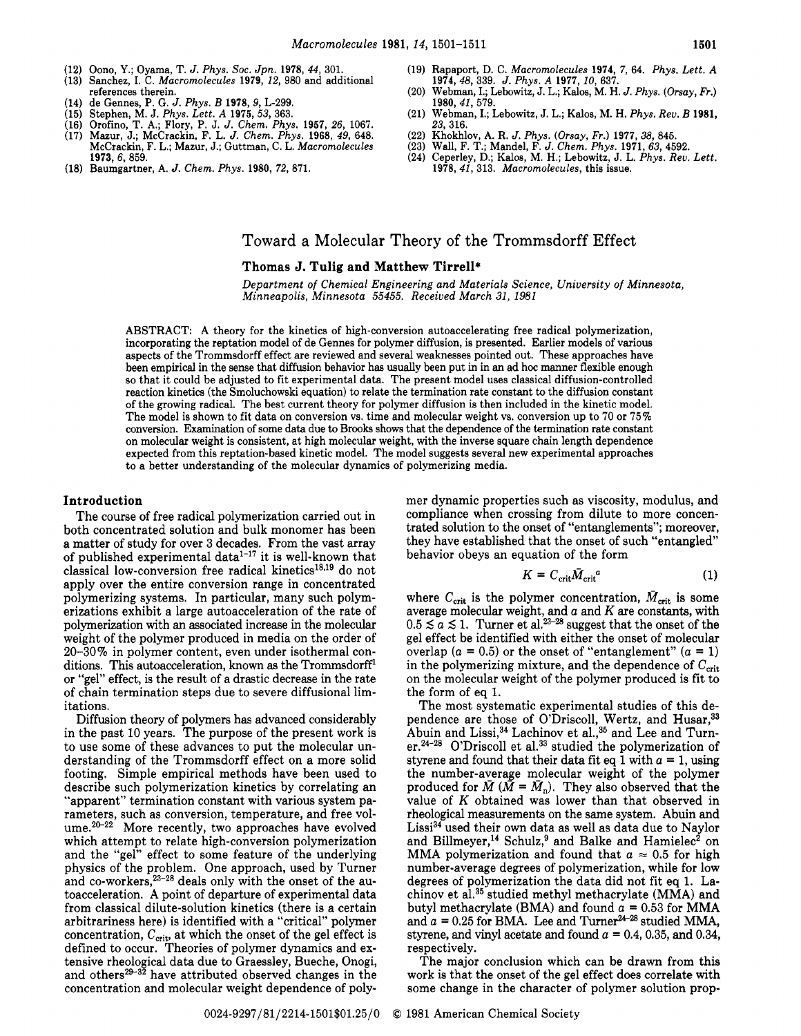(12) Oono, Y.; Oyama, T. *J. Phys. Soc. Jpn.* **1978**, *44*, 301.
(13) Sanchez, I. C. *Macromolecules* **1979**, *12*, 980 and additional references therein.
(14) de Gennes, P. G. *J. Phys. B* **1978**, *9*, L-299.
(15) Stephen, M. J. *Phys. Lett. A* **1975**, *53*, 363.
(16) Orofino, T. A.; Flory, P. J. *J. Chem. Phys.* **1957**, *26*, 1067.
(17) Mazur, J.; McCrackin, F. L. *J. Chem. Phys.* **1968**, *49*, 648. McCrackin, F. L.; Mazur, J.; Guttman, C. L. *Macromolecules* **1973**, *6*, 859.
(18) Baumgartner, A. *J. Chem. Phys.* **1980**, *72*, 871.
(19) Rapaport, D. C. *Macromolecules* **1974**, *7*, 64. *Phys. Lett. A* **1974**, *48*, 339. *J. Phys. A* **1977**, *10*, 637.
(20) Webman, I.; Lebowitz, J. L.; Kalos, M. H. *J. Phys. (Orsay, Fr.)* **1980**, *41*, 579.
(21) Webman, I.; Lebowitz, J. L.; Kalos, M. H. *Phys. Rev. B* **1981**, *23*, 316.
(22) Khokhlov, A. R. *J. Phys. (Orsay, Fr.)* **1977**, *38*, 845.
(23) Wall, F. T.; Mandel, F. *J. Chem. Phys.* **1971**, *63*, 4592.
(24) Ceperley, D.; Kalos, M. H.; Lebowitz, J. L. *Phys. Rev. Lett.* **1978**, *41*, 313. *Macromolecules*, this issue.

# Toward a Molecular Theory of the Trommsdorff Effect

**Thomas J. Tulig and Matthew Tirrell***

*Department of Chemical Engineering and Materials Science, University of Minnesota, Minneapolis, Minnesota 55455. Received March 31, 1981*

ABSTRACT: A theory for the kinetics of high-conversion autoaccelerating free radical polymerization, incorporating the reptation model of de Gennes for polymer diffusion, is presented. Earlier models of various aspects of the Trommsdorff effect are reviewed and several weaknesses pointed out. These approaches have been empirical in the sense that diffusion behavior has usually been put in in an ad hoc manner flexible enough so that it could be adjusted to fit experimental data. The present model uses classical diffusion-controlled reaction kinetics (the Smoluchowski equation) to relate the termination rate constant to the diffusion constant of the growing radical. The best current theory for polymer diffusion is then included in the kinetic model. The model is shown to fit data on conversion vs. time and molecular weight vs. conversion up to 70 or 75% conversion. Examination of some data due to Brooks shows that the dependence of the termination rate constant on molecular weight is consistent, at high molecular weight, with the inverse square chain length dependence expected from this reptation-based kinetic model. The model suggests several new experimental approaches to a better understanding of the molecular dynamics of polymerizing media.

## Introduction

The course of free radical polymerization carried out in both concentrated solution and bulk monomer has been a matter of study for over 3 decades. From the vast array of published experimental data[1-17] it is well-known that classical low-conversion free radical kinetics[18,19] do not apply over the entire conversion range in concentrated polymerizing systems. In particular, many such polymerizations exhibit a large autoacceleration of the rate of polymerization with an associated increase in the molecular weight of the polymer produced in media on the order of 20–30% in polymer content, even under isothermal conditions. This autoacceleration, known as the Trommsdorff[1] or "gel" effect, is the result of a drastic decrease in the rate of chain termination steps due to severe diffusional limitations.

Diffusion theory of polymers has advanced considerably in the past 10 years. The purpose of the present work is to use some of these advances to put the molecular understanding of the Trommsdorff effect on a more solid footing. Simple empirical methods have been used to describe such polymerization kinetics by correlating an "apparent" termination constant with various system parameters, such as conversion, temperature, and free volume.[20-22] More recently, two approaches have evolved which attempt to relate high-conversion polymerization and the "gel" effect to some feature of the underlying physics of the problem. One approach, used by Turner and co-workers,[23-28] deals only with the onset of the autoacceleration. A point of departure of experimental data from classical dilute-solution kinetics (there is a certain arbitrariness here) is identified with a "critical" polymer concentration, $C_{crit}$, at which the onset of the gel effect is defined to occur. Theories of polymer dynamics and extensive rheological data due to Graessley, Bueche, Onogi, and others[29-32] have attributed observed changes in the concentration and molecular weight dependence of polymer dynamic properties such as viscosity, modulus, and compliance when crossing from dilute to more concentrated solution to the onset of "entanglements"; moreover, they have established that the onset of such "entangled" behavior obeys an equation of the form

$$K = C_{crit}\bar{M}_{crit}^{\ a} \tag{1}$$

where $C_{crit}$ is the polymer concentration, $\bar{M}_{crit}$ is some average molecular weight, and $a$ and $K$ are constants, with $0.5 \lesssim a \lesssim 1$. Turner et al.[23-28] suggest that the onset of the gel effect be identified with either the onset of molecular overlap ($a = 0.5$) or the onset of "entanglement" ($a = 1$) in the polymerizing mixture, and the dependence of $C_{crit}$ on the molecular weight of the polymer produced is fit to the form of eq 1.

The most systematic experimental studies of this dependence are those of O'Driscoll, Wertz, and Husar,[33] Abuin and Lissi,[34] Lachinov et al.,[35] and Lee and Turner.[24-28] O'Driscoll et al.[33] studied the polymerization of styrene and found that their data fit eq 1 with $a = 1$, using the number-average molecular weight of the polymer produced for $\bar{M}$ ($\bar{M} = \bar{M}_n$). They also observed that the value of $K$ obtained was lower than that observed in rheological measurements on the same system. Abuin and Lissi[34] used their own data as well as data due to Naylor and Billmeyer,[14] Schulz,[9] and Balke and Hamielec[2] on MMA polymerization and found that $a \approx 0.5$ for high number-average degrees of polymerization, while for low degrees of polymerization the data did not fit eq 1. Lachinov et al.[35] studied methyl methacrylate (MMA) and butyl methacrylate (BMA) and found $a = 0.53$ for MMA and $a = 0.25$ for BMA. Lee and Turner[24-28] studied MMA, styrene, and vinyl acetate and found $a = 0.4$, 0.35, and 0.34, respectively.

The major conclusion which can be drawn from this work is that the onset of the gel effect does correlate with some change in the character of polymer solution prop-

0024-9297/81/2214-1501$01.25/0 © 1981 American Chemical Society